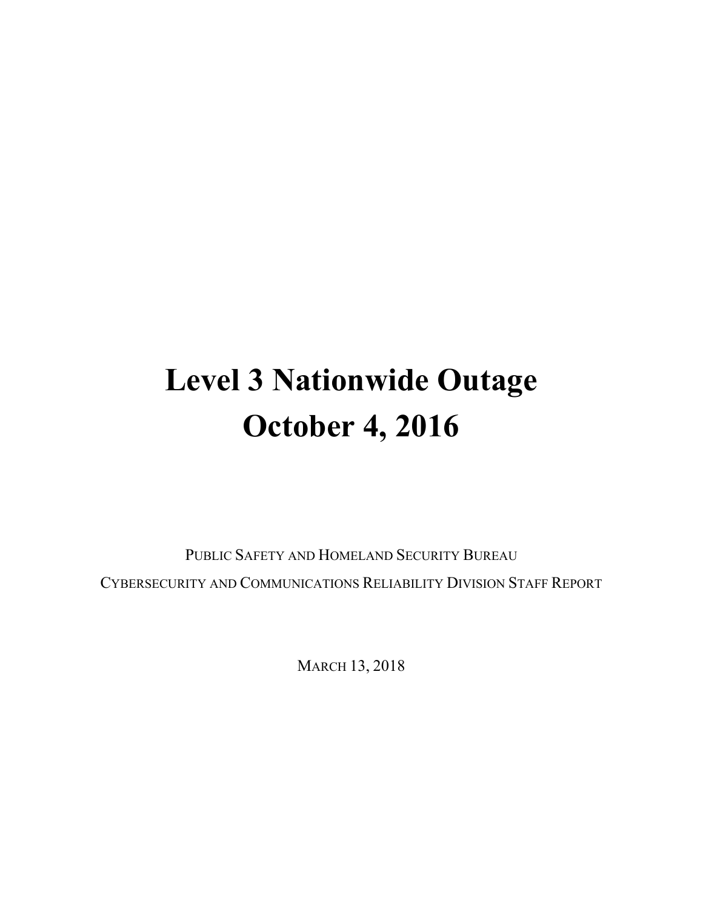# Level 3 Nationwide Outage October 4, 2016

PUBLIC SAFETY AND HOMELAND SECURITY BUREAU

CYBERSECURITY AND COMMUNICATIONS RELIABILITY DIVISION STAFF REPORT

MARCH 13, 2018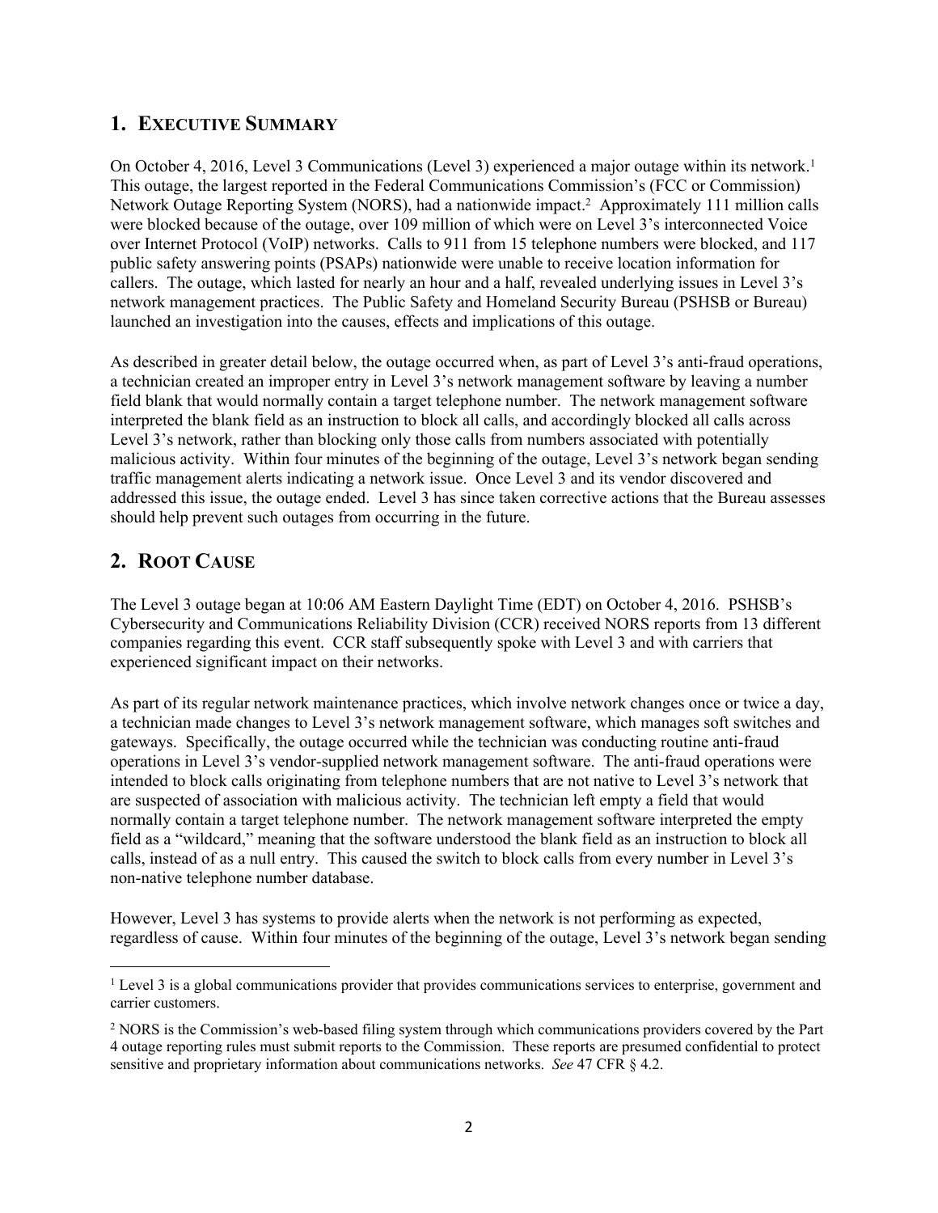## 1. EXECUTIVE SUMMARY

On October 4, 2016, Level 3 Communications (Level 3) experienced a major outage within its network.[1] This outage, the largest reported in the Federal Communications Commission's (FCC or Commission) Network Outage Reporting System (NORS), had a nationwide impact.[2] Approximately 111 million calls were blocked because of the outage, over 109 million of which were on Level 3's interconnected Voice over Internet Protocol (VoIP) networks. Calls to 911 from 15 telephone numbers were blocked, and 117 public safety answering points (PSAPs) nationwide were unable to receive location information for callers. The outage, which lasted for nearly an hour and a half, revealed underlying issues in Level 3's network management practices. The Public Safety and Homeland Security Bureau (PSHSB or Bureau) launched an investigation into the causes, effects and implications of this outage.

As described in greater detail below, the outage occurred when, as part of Level 3's anti-fraud operations, a technician created an improper entry in Level 3's network management software by leaving a number field blank that would normally contain a target telephone number. The network management software interpreted the blank field as an instruction to block all calls, and accordingly blocked all calls across Level 3's network, rather than blocking only those calls from numbers associated with potentially malicious activity. Within four minutes of the beginning of the outage, Level 3's network began sending traffic management alerts indicating a network issue. Once Level 3 and its vendor discovered and addressed this issue, the outage ended. Level 3 has since taken corrective actions that the Bureau assesses should help prevent such outages from occurring in the future.

## 2. ROOT CAUSE

The Level 3 outage began at 10:06 AM Eastern Daylight Time (EDT) on October 4, 2016. PSHSB's Cybersecurity and Communications Reliability Division (CCR) received NORS reports from 13 different companies regarding this event. CCR staff subsequently spoke with Level 3 and with carriers that experienced significant impact on their networks.

As part of its regular network maintenance practices, which involve network changes once or twice a day, a technician made changes to Level 3's network management software, which manages soft switches and gateways. Specifically, the outage occurred while the technician was conducting routine anti-fraud operations in Level 3's vendor-supplied network management software. The anti-fraud operations were intended to block calls originating from telephone numbers that are not native to Level 3's network that are suspected of association with malicious activity. The technician left empty a field that would normally contain a target telephone number. The network management software interpreted the empty field as a "wildcard," meaning that the software understood the blank field as an instruction to block all calls, instead of as a null entry. This caused the switch to block calls from every number in Level 3's non-native telephone number database.

However, Level 3 has systems to provide alerts when the network is not performing as expected, regardless of cause. Within four minutes of the beginning of the outage, Level 3's network began sending

[1] Level 3 is a global communications provider that provides communications services to enterprise, government and carrier customers.

[2] NORS is the Commission's web-based filing system through which communications providers covered by the Part 4 outage reporting rules must submit reports to the Commission. These reports are presumed confidential to protect sensitive and proprietary information about communications networks. *See* 47 CFR § 4.2.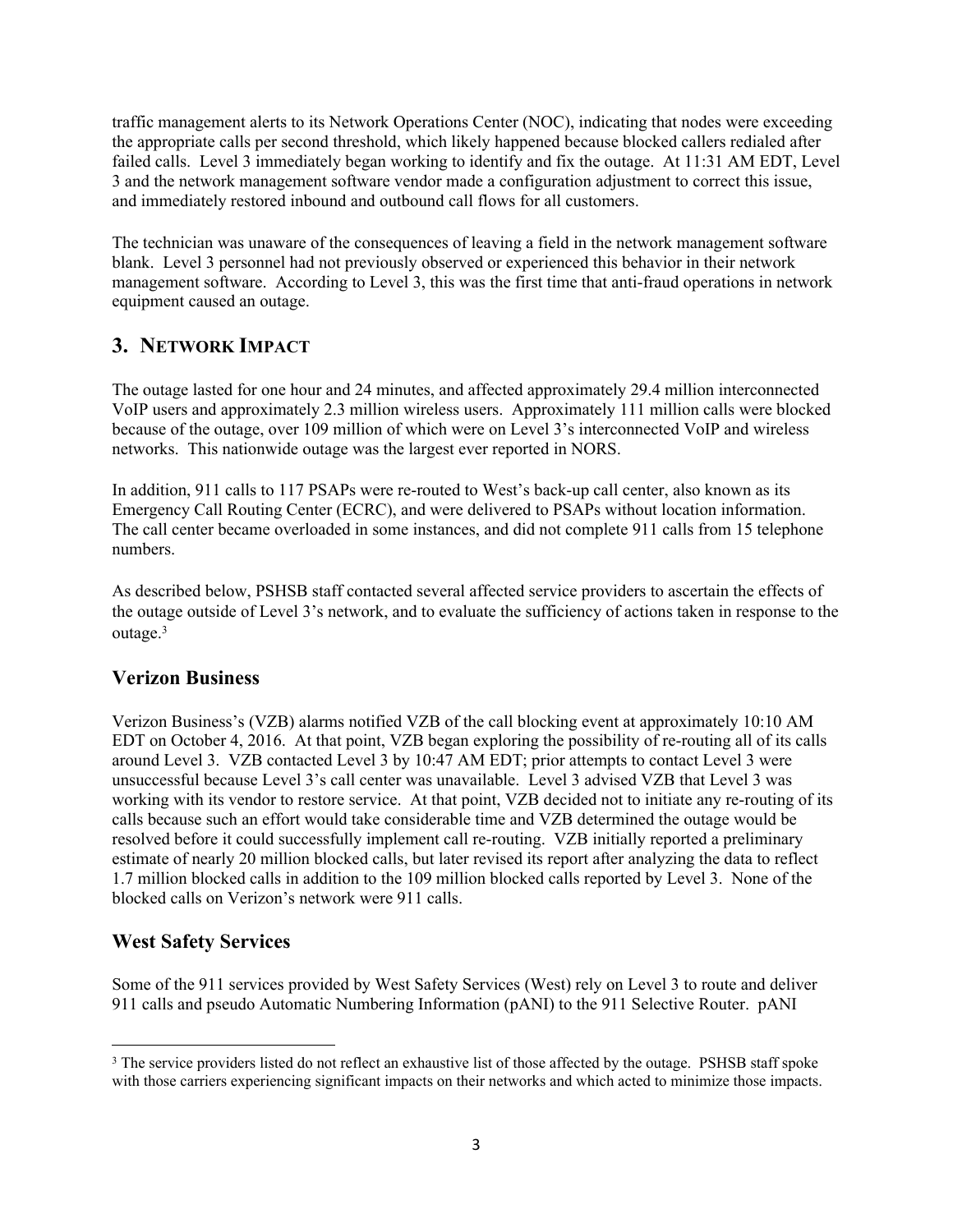traffic management alerts to its Network Operations Center (NOC), indicating that nodes were exceeding the appropriate calls per second threshold, which likely happened because blocked callers redialed after failed calls. Level 3 immediately began working to identify and fix the outage. At 11:31 AM EDT, Level 3 and the network management software vendor made a configuration adjustment to correct this issue, and immediately restored inbound and outbound call flows for all customers.

The technician was unaware of the consequences of leaving a field in the network management software blank. Level 3 personnel had not previously observed or experienced this behavior in their network management software. According to Level 3, this was the first time that anti-fraud operations in network equipment caused an outage.

## 3. NETWORK IMPACT

The outage lasted for one hour and 24 minutes, and affected approximately 29.4 million interconnected VoIP users and approximately 2.3 million wireless users. Approximately 111 million calls were blocked because of the outage, over 109 million of which were on Level 3's interconnected VoIP and wireless networks. This nationwide outage was the largest ever reported in NORS.

In addition, 911 calls to 117 PSAPs were re-routed to West's back-up call center, also known as its Emergency Call Routing Center (ECRC), and were delivered to PSAPs without location information. The call center became overloaded in some instances, and did not complete 911 calls from 15 telephone numbers.

As described below, PSHSB staff contacted several affected service providers to ascertain the effects of the outage outside of Level 3's network, and to evaluate the sufficiency of actions taken in response to the outage.[3]

### Verizon Business

Verizon Business's (VZB) alarms notified VZB of the call blocking event at approximately 10:10 AM EDT on October 4, 2016. At that point, VZB began exploring the possibility of re-routing all of its calls around Level 3. VZB contacted Level 3 by 10:47 AM EDT; prior attempts to contact Level 3 were unsuccessful because Level 3's call center was unavailable. Level 3 advised VZB that Level 3 was working with its vendor to restore service. At that point, VZB decided not to initiate any re-routing of its calls because such an effort would take considerable time and VZB determined the outage would be resolved before it could successfully implement call re-routing. VZB initially reported a preliminary estimate of nearly 20 million blocked calls, but later revised its report after analyzing the data to reflect 1.7 million blocked calls in addition to the 109 million blocked calls reported by Level 3. None of the blocked calls on Verizon's network were 911 calls.

### West Safety Services

Some of the 911 services provided by West Safety Services (West) rely on Level 3 to route and deliver 911 calls and pseudo Automatic Numbering Information (pANI) to the 911 Selective Router. pANI

---

[3] The service providers listed do not reflect an exhaustive list of those affected by the outage. PSHSB staff spoke with those carriers experiencing significant impacts on their networks and which acted to minimize those impacts.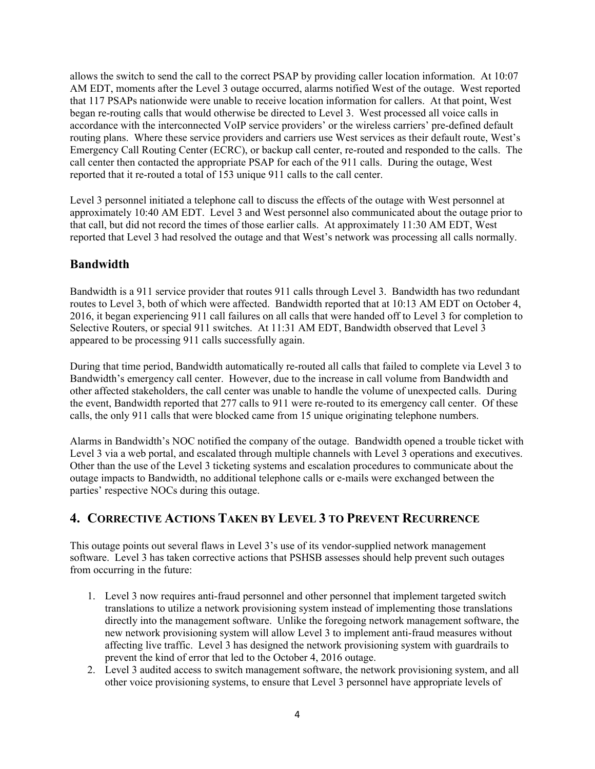allows the switch to send the call to the correct PSAP by providing caller location information. At 10:07 AM EDT, moments after the Level 3 outage occurred, alarms notified West of the outage. West reported that 117 PSAPs nationwide were unable to receive location information for callers. At that point, West began re-routing calls that would otherwise be directed to Level 3. West processed all voice calls in accordance with the interconnected VoIP service providers' or the wireless carriers' pre-defined default routing plans. Where these service providers and carriers use West services as their default route, West's Emergency Call Routing Center (ECRC), or backup call center, re-routed and responded to the calls. The call center then contacted the appropriate PSAP for each of the 911 calls. During the outage, West reported that it re-routed a total of 153 unique 911 calls to the call center.

Level 3 personnel initiated a telephone call to discuss the effects of the outage with West personnel at approximately 10:40 AM EDT. Level 3 and West personnel also communicated about the outage prior to that call, but did not record the times of those earlier calls. At approximately 11:30 AM EDT, West reported that Level 3 had resolved the outage and that West's network was processing all calls normally.

### Bandwidth

Bandwidth is a 911 service provider that routes 911 calls through Level 3. Bandwidth has two redundant routes to Level 3, both of which were affected. Bandwidth reported that at 10:13 AM EDT on October 4, 2016, it began experiencing 911 call failures on all calls that were handed off to Level 3 for completion to Selective Routers, or special 911 switches. At 11:31 AM EDT, Bandwidth observed that Level 3 appeared to be processing 911 calls successfully again.

During that time period, Bandwidth automatically re-routed all calls that failed to complete via Level 3 to Bandwidth's emergency call center. However, due to the increase in call volume from Bandwidth and other affected stakeholders, the call center was unable to handle the volume of unexpected calls. During the event, Bandwidth reported that 277 calls to 911 were re-routed to its emergency call center. Of these calls, the only 911 calls that were blocked came from 15 unique originating telephone numbers.

Alarms in Bandwidth's NOC notified the company of the outage. Bandwidth opened a trouble ticket with Level 3 via a web portal, and escalated through multiple channels with Level 3 operations and executives. Other than the use of the Level 3 ticketing systems and escalation procedures to communicate about the outage impacts to Bandwidth, no additional telephone calls or e-mails were exchanged between the parties' respective NOCs during this outage.

## 4. Corrective Actions Taken by Level 3 to Prevent Recurrence

This outage points out several flaws in Level 3's use of its vendor-supplied network management software. Level 3 has taken corrective actions that PSHSB assesses should help prevent such outages from occurring in the future:

1. Level 3 now requires anti-fraud personnel and other personnel that implement targeted switch translations to utilize a network provisioning system instead of implementing those translations directly into the management software. Unlike the foregoing network management software, the new network provisioning system will allow Level 3 to implement anti-fraud measures without affecting live traffic. Level 3 has designed the network provisioning system with guardrails to prevent the kind of error that led to the October 4, 2016 outage.
2. Level 3 audited access to switch management software, the network provisioning system, and all other voice provisioning systems, to ensure that Level 3 personnel have appropriate levels of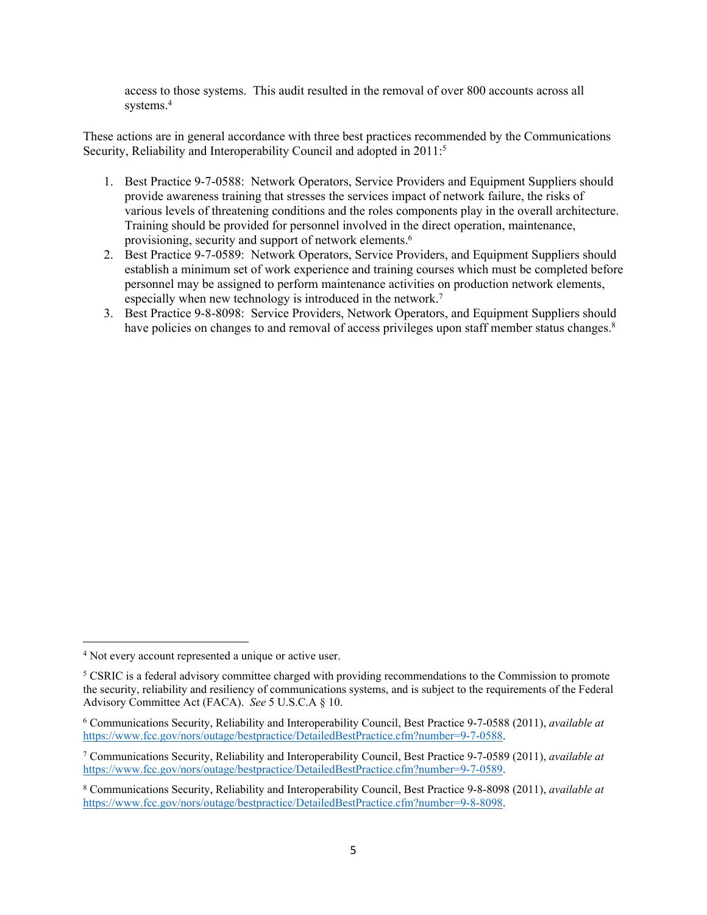access to those systems. This audit resulted in the removal of over 800 accounts across all systems.[4]

These actions are in general accordance with three best practices recommended by the Communications Security, Reliability and Interoperability Council and adopted in 2011:[5]

1. Best Practice 9-7-0588: Network Operators, Service Providers and Equipment Suppliers should provide awareness training that stresses the services impact of network failure, the risks of various levels of threatening conditions and the roles components play in the overall architecture. Training should be provided for personnel involved in the direct operation, maintenance, provisioning, security and support of network elements.[6]
2. Best Practice 9-7-0589: Network Operators, Service Providers, and Equipment Suppliers should establish a minimum set of work experience and training courses which must be completed before personnel may be assigned to perform maintenance activities on production network elements, especially when new technology is introduced in the network.[7]
3. Best Practice 9-8-8098: Service Providers, Network Operators, and Equipment Suppliers should have policies on changes to and removal of access privileges upon staff member status changes.[8]

---

[4] Not every account represented a unique or active user.

[5] CSRIC is a federal advisory committee charged with providing recommendations to the Commission to promote the security, reliability and resiliency of communications systems, and is subject to the requirements of the Federal Advisory Committee Act (FACA). *See* 5 U.S.C.A § 10.

[6] Communications Security, Reliability and Interoperability Council, Best Practice 9-7-0588 (2011), *available at* https://www.fcc.gov/nors/outage/bestpractice/DetailedBestPractice.cfm?number=9-7-0588.

[7] Communications Security, Reliability and Interoperability Council, Best Practice 9-7-0589 (2011), *available at* https://www.fcc.gov/nors/outage/bestpractice/DetailedBestPractice.cfm?number=9-7-0589.

[8] Communications Security, Reliability and Interoperability Council, Best Practice 9-8-8098 (2011), *available at* https://www.fcc.gov/nors/outage/bestpractice/DetailedBestPractice.cfm?number=9-8-8098.